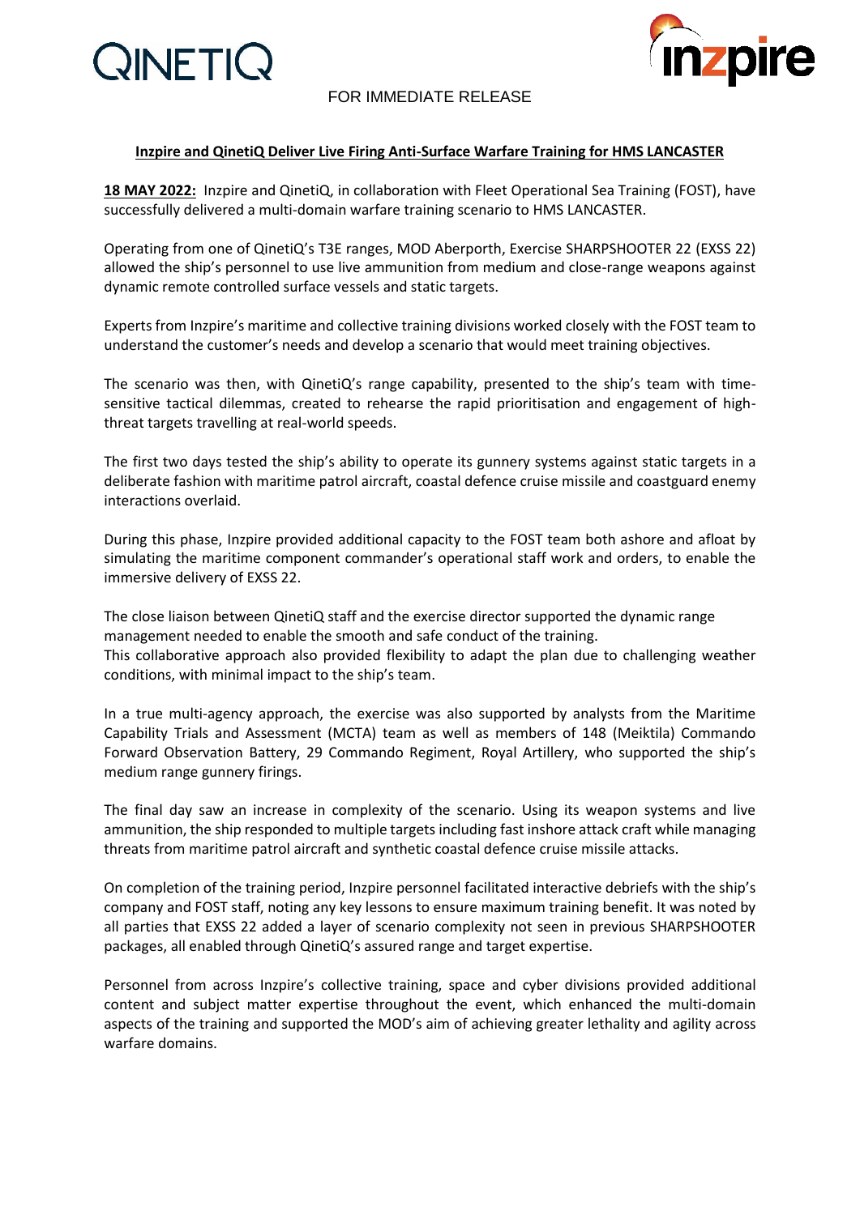QINETIQ

inzpire

FOR IMMEDIATE RELEASE

**Inzpire and QinetiQ Deliver Live Firing Anti-Surface Warfare Training for HMS LANCASTER**

**18 MAY 2022:** Inzpire and QinetiQ, in collaboration with Fleet Operational Sea Training (FOST), have successfully delivered a multi-domain warfare training scenario to HMS LANCASTER.

Operating from one of QinetiQ's T3E ranges, MOD Aberporth, Exercise SHARPSHOOTER 22 (EXSS 22) allowed the ship's personnel to use live ammunition from medium and close-range weapons against dynamic remote controlled surface vessels and static targets.

Experts from Inzpire's maritime and collective training divisions worked closely with the FOST team to understand the customer's needs and develop a scenario that would meet training objectives.

The scenario was then, with QinetiQ's range capability, presented to the ship's team with time-sensitive tactical dilemmas, created to rehearse the rapid prioritisation and engagement of high-threat targets travelling at real-world speeds.

The first two days tested the ship's ability to operate its gunnery systems against static targets in a deliberate fashion with maritime patrol aircraft, coastal defence cruise missile and coastguard enemy interactions overlaid.

During this phase, Inzpire provided additional capacity to the FOST team both ashore and afloat by simulating the maritime component commander's operational staff work and orders, to enable the immersive delivery of EXSS 22.

The close liaison between QinetiQ staff and the exercise director supported the dynamic range management needed to enable the smooth and safe conduct of the training.
This collaborative approach also provided flexibility to adapt the plan due to challenging weather conditions, with minimal impact to the ship's team.

In a true multi-agency approach, the exercise was also supported by analysts from the Maritime Capability Trials and Assessment (MCTA) team as well as members of 148 (Meiktila) Commando Forward Observation Battery, 29 Commando Regiment, Royal Artillery, who supported the ship's medium range gunnery firings.

The final day saw an increase in complexity of the scenario. Using its weapon systems and live ammunition, the ship responded to multiple targets including fast inshore attack craft while managing threats from maritime patrol aircraft and synthetic coastal defence cruise missile attacks.

On completion of the training period, Inzpire personnel facilitated interactive debriefs with the ship's company and FOST staff, noting any key lessons to ensure maximum training benefit. It was noted by all parties that EXSS 22 added a layer of scenario complexity not seen in previous SHARPSHOOTER packages, all enabled through QinetiQ's assured range and target expertise.

Personnel from across Inzpire's collective training, space and cyber divisions provided additional content and subject matter expertise throughout the event, which enhanced the multi-domain aspects of the training and supported the MOD's aim of achieving greater lethality and agility across warfare domains.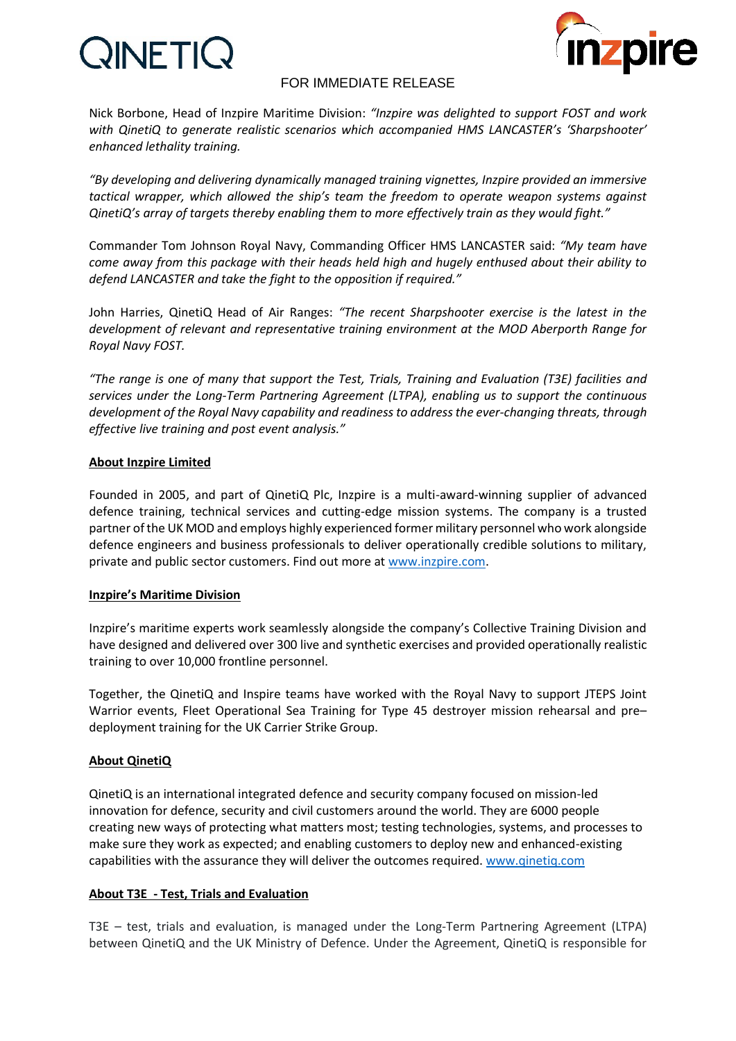FOR IMMEDIATE RELEASE

Nick Borbone, Head of Inzpire Maritime Division: *"Inzpire was delighted to support FOST and work with QinetiQ to generate realistic scenarios which accompanied HMS LANCASTER's 'Sharpshooter' enhanced lethality training.*

*"By developing and delivering dynamically managed training vignettes, Inzpire provided an immersive tactical wrapper, which allowed the ship's team the freedom to operate weapon systems against QinetiQ's array of targets thereby enabling them to more effectively train as they would fight."*

Commander Tom Johnson Royal Navy, Commanding Officer HMS LANCASTER said: *"My team have come away from this package with their heads held high and hugely enthused about their ability to defend LANCASTER and take the fight to the opposition if required."*

John Harries, QinetiQ Head of Air Ranges: *"The recent Sharpshooter exercise is the latest in the development of relevant and representative training environment at the MOD Aberporth Range for Royal Navy FOST.*

*"The range is one of many that support the Test, Trials, Training and Evaluation (T3E) facilities and services under the Long-Term Partnering Agreement (LTPA), enabling us to support the continuous development of the Royal Navy capability and readiness to address the ever-changing threats, through effective live training and post event analysis."*

**About Inzpire Limited**

Founded in 2005, and part of QinetiQ Plc, Inzpire is a multi-award-winning supplier of advanced defence training, technical services and cutting-edge mission systems. The company is a trusted partner of the UK MOD and employs highly experienced former military personnel who work alongside defence engineers and business professionals to deliver operationally credible solutions to military, private and public sector customers. Find out more at [www.inzpire.com](www.inzpire.com).

**Inzpire's Maritime Division**

Inzpire's maritime experts work seamlessly alongside the company's Collective Training Division and have designed and delivered over 300 live and synthetic exercises and provided operationally realistic training to over 10,000 frontline personnel.

Together, the QinetiQ and Inspire teams have worked with the Royal Navy to support JTEPS Joint Warrior events, Fleet Operational Sea Training for Type 45 destroyer mission rehearsal and pre–deployment training for the UK Carrier Strike Group.

**About QinetiQ**

QinetiQ is an international integrated defence and security company focused on mission-led innovation for defence, security and civil customers around the world. They are 6000 people creating new ways of protecting what matters most; testing technologies, systems, and processes to make sure they work as expected; and enabling customers to deploy new and enhanced-existing capabilities with the assurance they will deliver the outcomes required. [www.qinetiq.com](www.qinetiq.com)

**About T3E - Test, Trials and Evaluation**

T3E – test, trials and evaluation, is managed under the Long-Term Partnering Agreement (LTPA) between QinetiQ and the UK Ministry of Defence. Under the Agreement, QinetiQ is responsible for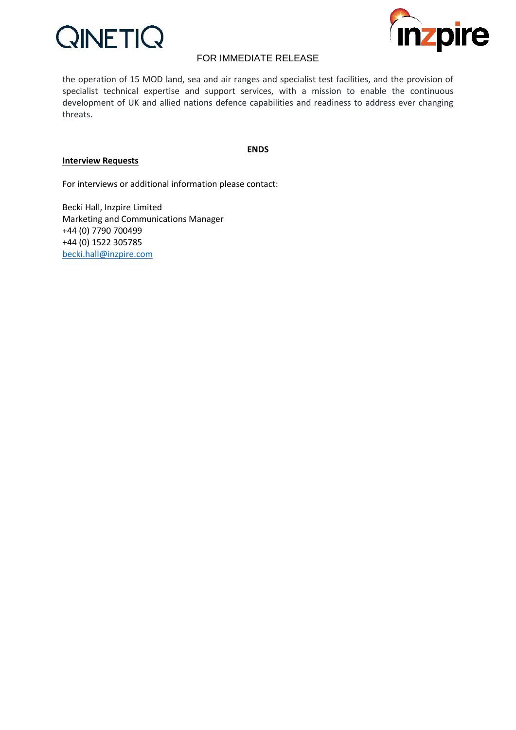the operation of 15 MOD land, sea and air ranges and specialist test facilities, and the provision of specialist technical expertise and support services, with a mission to enable the continuous development of UK and allied nations defence capabilities and readiness to address ever changing threats.

**ENDS**

**Interview Requests**

For interviews or additional information please contact:

Becki Hall, Inzpire Limited
Marketing and Communications Manager
+44 (0) 7790 700499
+44 (0) 1522 305785
becki.hall@inzpire.com